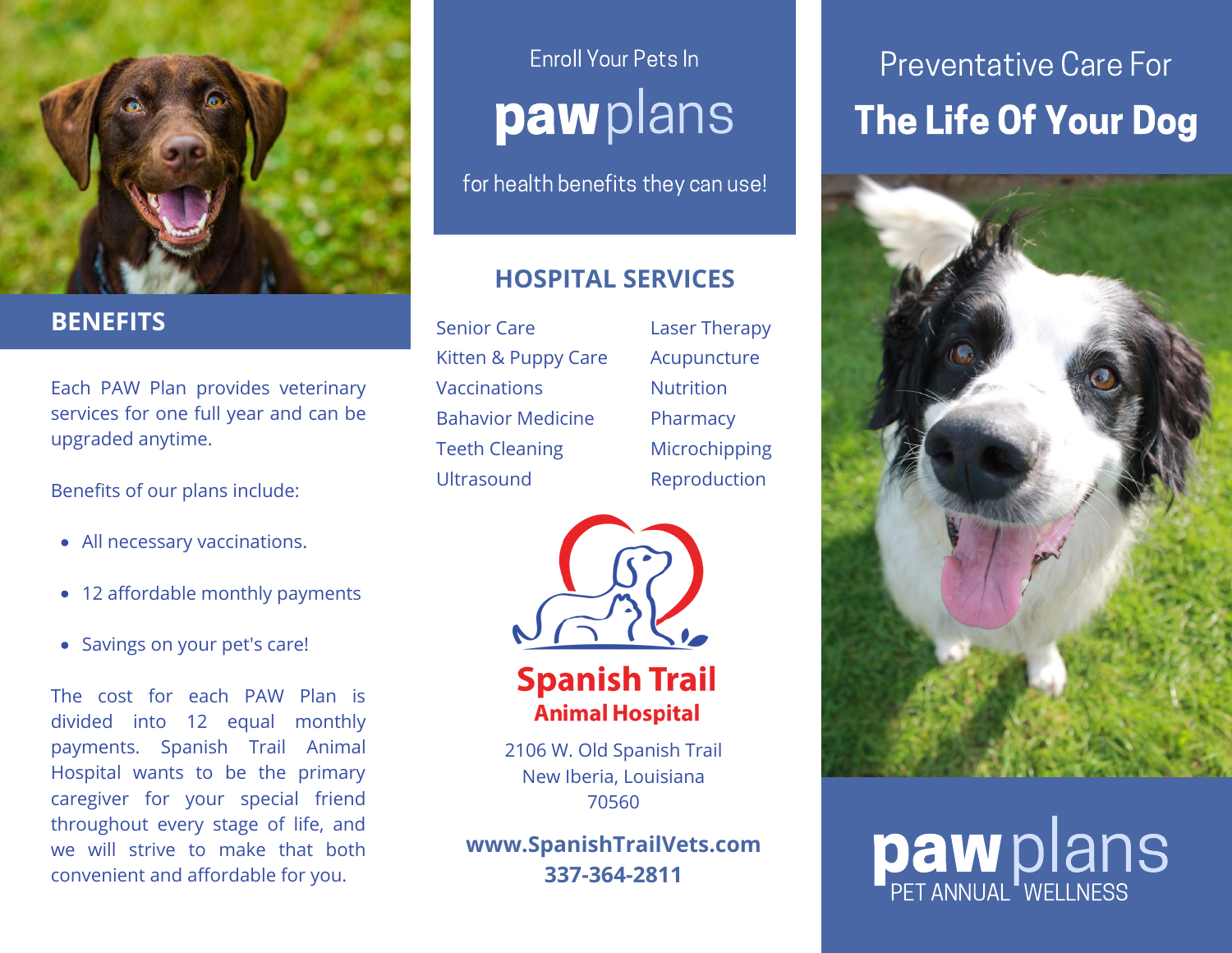## BENEFITS

Each PAW Plan provides veterinary services for one full year and can be upgraded anytime.

Benefits of our plans include:

- All necessary vaccinations.
- 12 affordable monthly payments
- Savings on your pet's care!

The cost for each PAW Plan is divided into 12 equal monthly payments. Spanish Trail Animal Hospital wants to be the primary caregiver for your special friend throughout every stage of life, and we will strive to make that both convenient and affordable for you.

Enroll Your Pets In

# **paw** plans

for health benefits they can use!

## HOSPITAL SERVICES

| | |
|---|---|
| Senior Care | Laser Therapy |
| Kitten & Puppy Care | Acupuncture |
| Vaccinations | Nutrition |
| Bahavior Medicine | Pharmacy |
| Teeth Cleaning | Microchipping |
| Ultrasound | Reproduction |

**Spanish Trail**
**Animal Hospital**

2106 W. Old Spanish Trail
New Iberia, Louisiana
70560

**www.SpanishTrailVets.com**
**337-364-2811**

Preventative Care For

# The Life Of Your Dog

**paw** plans
PET ANNUAL WELLNESS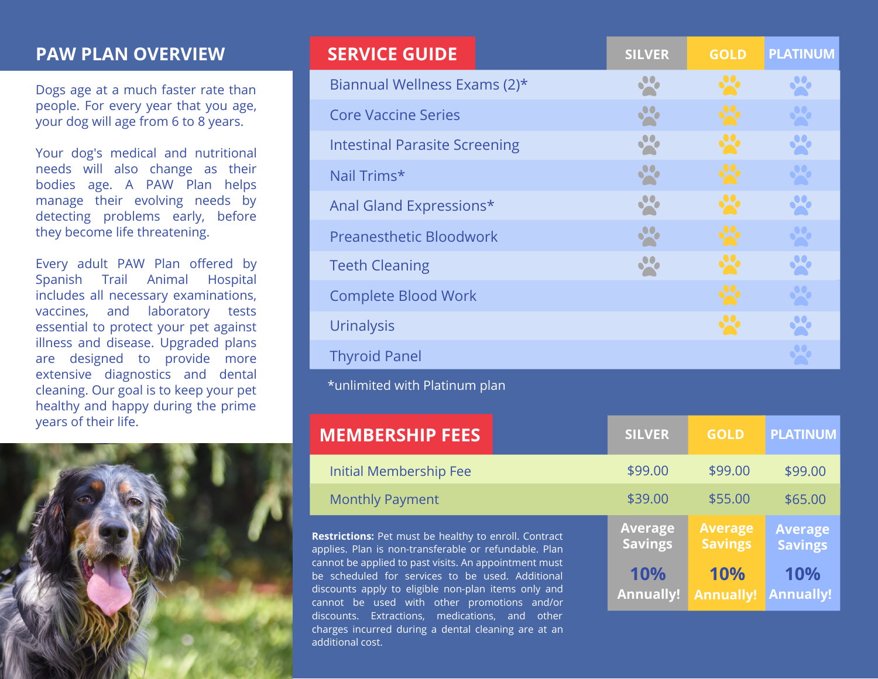## PAW PLAN OVERVIEW

Dogs age at a much faster rate than people. For every year that you age, your dog will age from 6 to 8 years.

Your dog's medical and nutritional needs will also change as their bodies age. A PAW Plan helps manage their evolving needs by detecting problems early, before they become life threatening.

Every adult PAW Plan offered by Spanish Trail Animal Hospital includes all necessary examinations, vaccines, and laboratory tests essential to protect your pet against illness and disease. Upgraded plans are designed to provide more extensive diagnostics and dental cleaning. Our goal is to keep your pet healthy and happy during the prime years of their life.

## SERVICE GUIDE

| SERVICE GUIDE | SILVER | GOLD | PLATINUM |
|---|---|---|---|
| Biannual Wellness Exams (2)* | 🐾 | 🐾 | 🐾 |
| Core Vaccine Series | 🐾 | 🐾 | 🐾 |
| Intestinal Parasite Screening | 🐾 | 🐾 | 🐾 |
| Nail Trims* | 🐾 | 🐾 | 🐾 |
| Anal Gland Expressions* | 🐾 | 🐾 | 🐾 |
| Preanesthetic Bloodwork | 🐾 | 🐾 | 🐾 |
| Teeth Cleaning | 🐾 | 🐾 | 🐾 |
| Complete Blood Work | | 🐾 | 🐾 |
| Urinalysis | | 🐾 | 🐾 |
| Thyroid Panel | | | 🐾 |

*unlimited with Platinum plan

## MEMBERSHIP FEES

| MEMBERSHIP FEES | SILVER | GOLD | PLATINUM |
|---|---|---|---|
| Initial Membership Fee | $99.00 | $99.00 | $99.00 |
| Monthly Payment | $39.00 | $55.00 | $65.00 |
| | Average Savings **10%** Annually! | Average Savings **10%** Annually! | Average Savings **10%** Annually! |

**Restrictions:** Pet must be healthy to enroll. Contract applies. Plan is non-transferable or refundable. Plan cannot be applied to past visits. An appointment must be scheduled for services to be used. Additional discounts apply to eligible non-plan items only and cannot be used with other promotions and/or discounts. Extractions, medications, and other charges incurred during a dental cleaning are at an additional cost.